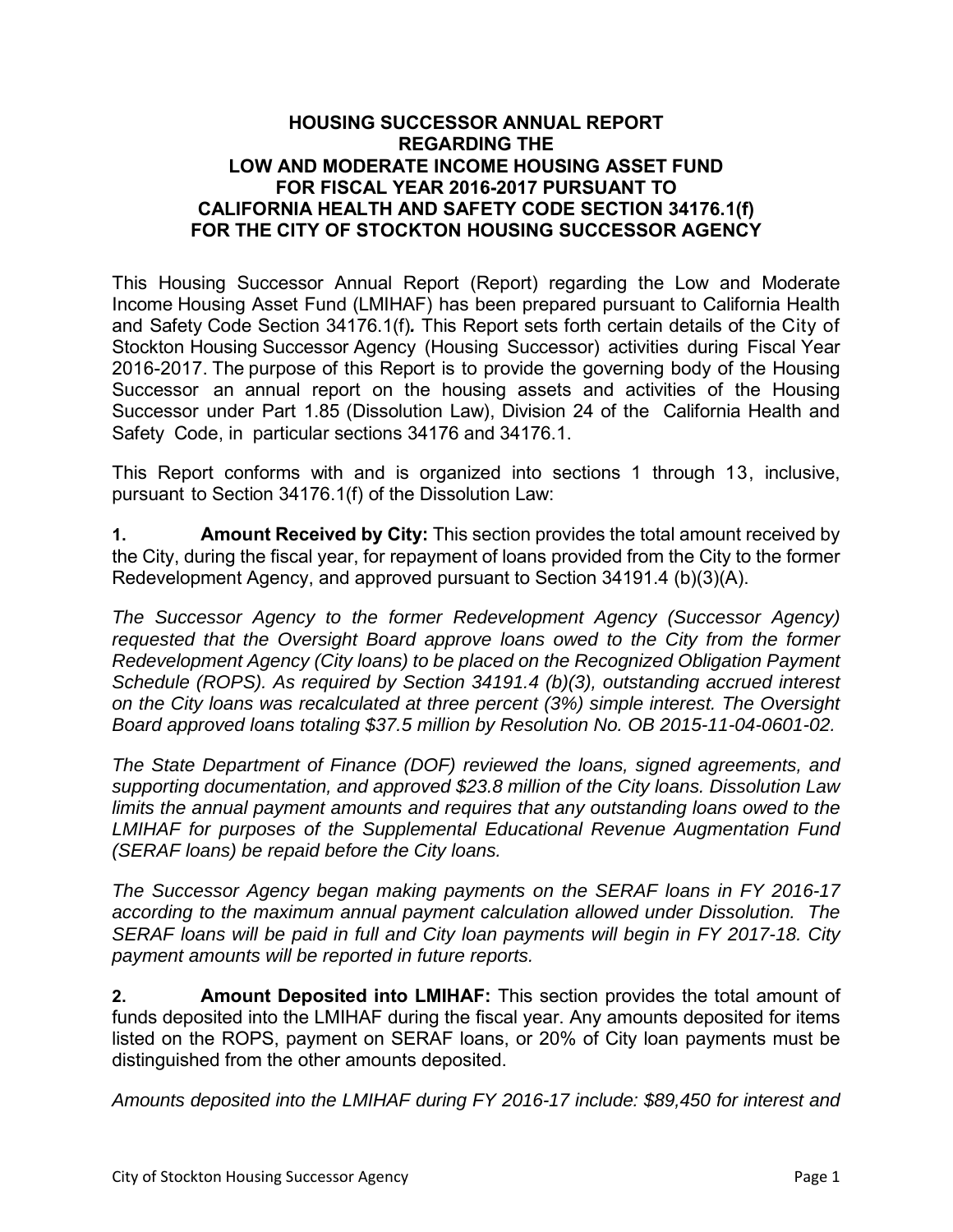# HOUSING SUCCESSOR ANNUAL REPORT REGARDING THE LOW AND MODERATE INCOME HOUSING ASSET FUND FOR FISCAL YEAR 2016-2017 PURSUANT TO CALIFORNIA HEALTH AND SAFETY CODE SECTION 34176.1(f) FOR THE CITY OF STOCKTON HOUSING SUCCESSOR AGENCY

This Housing Successor Annual Report (Report) regarding the Low and Moderate Income Housing Asset Fund (LMIHAF) has been prepared pursuant to California Health and Safety Code Section 34176.1(f)**.** This Report sets forth certain details of the City of Stockton Housing Successor Agency (Housing Successor) activities during Fiscal Year 2016-2017. The purpose of this Report is to provide the governing body of the Housing Successor an annual report on the housing assets and activities of the Housing Successor under Part 1.85 (Dissolution Law), Division 24 of the California Health and Safety Code, in particular sections 34176 and 34176.1.

This Report conforms with and is organized into sections 1 through 13, inclusive, pursuant to Section 34176.1(f) of the Dissolution Law:

**1. Amount Received by City:** This section provides the total amount received by the City, during the fiscal year, for repayment of loans provided from the City to the former Redevelopment Agency, and approved pursuant to Section 34191.4 (b)(3)(A).

*The Successor Agency to the former Redevelopment Agency (Successor Agency) requested that the Oversight Board approve loans owed to the City from the former Redevelopment Agency (City loans) to be placed on the Recognized Obligation Payment Schedule (ROPS). As required by Section 34191.4 (b)(3), outstanding accrued interest on the City loans was recalculated at three percent (3%) simple interest. The Oversight Board approved loans totaling $37.5 million by Resolution No. OB 2015-11-04-0601-02.*

*The State Department of Finance (DOF) reviewed the loans, signed agreements, and supporting documentation, and approved $23.8 million of the City loans. Dissolution Law limits the annual payment amounts and requires that any outstanding loans owed to the LMIHAF for purposes of the Supplemental Educational Revenue Augmentation Fund (SERAF loans) be repaid before the City loans.*

*The Successor Agency began making payments on the SERAF loans in FY 2016-17 according to the maximum annual payment calculation allowed under Dissolution. The SERAF loans will be paid in full and City loan payments will begin in FY 2017-18. City payment amounts will be reported in future reports.*

**2. Amount Deposited into LMIHAF:** This section provides the total amount of funds deposited into the LMIHAF during the fiscal year. Any amounts deposited for items listed on the ROPS, payment on SERAF loans, or 20% of City loan payments must be distinguished from the other amounts deposited.

*Amounts deposited into the LMIHAF during FY 2016-17 include: $89,450 for interest and*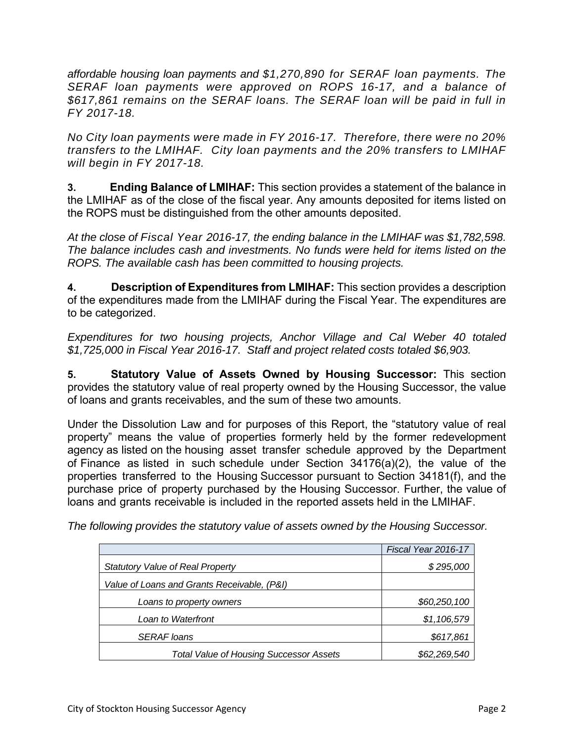*affordable housing loan payments and $1,270,890 for SERAF loan payments. The SERAF loan payments were approved on ROPS 16-17, and a balance of $617,861 remains on the SERAF loans. The SERAF loan will be paid in full in FY 2017-18.*

*No City loan payments were made in FY 2016-17. Therefore, there were no 20% transfers to the LMIHAF. City loan payments and the 20% transfers to LMIHAF will begin in FY 2017-18.*

**3. Ending Balance of LMIHAF:** This section provides a statement of the balance in the LMIHAF as of the close of the fiscal year. Any amounts deposited for items listed on the ROPS must be distinguished from the other amounts deposited.

*At the close of Fiscal Year 2016-17, the ending balance in the LMIHAF was $1,782,598. The balance includes cash and investments. No funds were held for items listed on the ROPS. The available cash has been committed to housing projects.*

**4. Description of Expenditures from LMIHAF:** This section provides a description of the expenditures made from the LMIHAF during the Fiscal Year. The expenditures are to be categorized.

*Expenditures for two housing projects, Anchor Village and Cal Weber 40 totaled $1,725,000 in Fiscal Year 2016-17. Staff and project related costs totaled $6,903.*

**5. Statutory Value of Assets Owned by Housing Successor:** This section provides the statutory value of real property owned by the Housing Successor, the value of loans and grants receivables, and the sum of these two amounts.

Under the Dissolution Law and for purposes of this Report, the "statutory value of real property" means the value of properties formerly held by the former redevelopment agency as listed on the housing asset transfer schedule approved by the Department of Finance as listed in such schedule under Section 34176(a)(2), the value of the properties transferred to the Housing Successor pursuant to Section 34181(f), and the purchase price of property purchased by the Housing Successor. Further, the value of loans and grants receivable is included in the reported assets held in the LMIHAF.

*The following provides the statutory value of assets owned by the Housing Successor.*

| | *Fiscal Year 2016-17* |
|---|---|
| *Statutory Value of Real Property* | *$ 295,000* |
| *Value of Loans and Grants Receivable, (P&I)* | |
| *Loans to property owners* | *$60,250,100* |
| *Loan to Waterfront* | *$1,106,579* |
| *SERAF loans* | *$617,861* |
| *Total Value of Housing Successor Assets* | *$62,269,540* |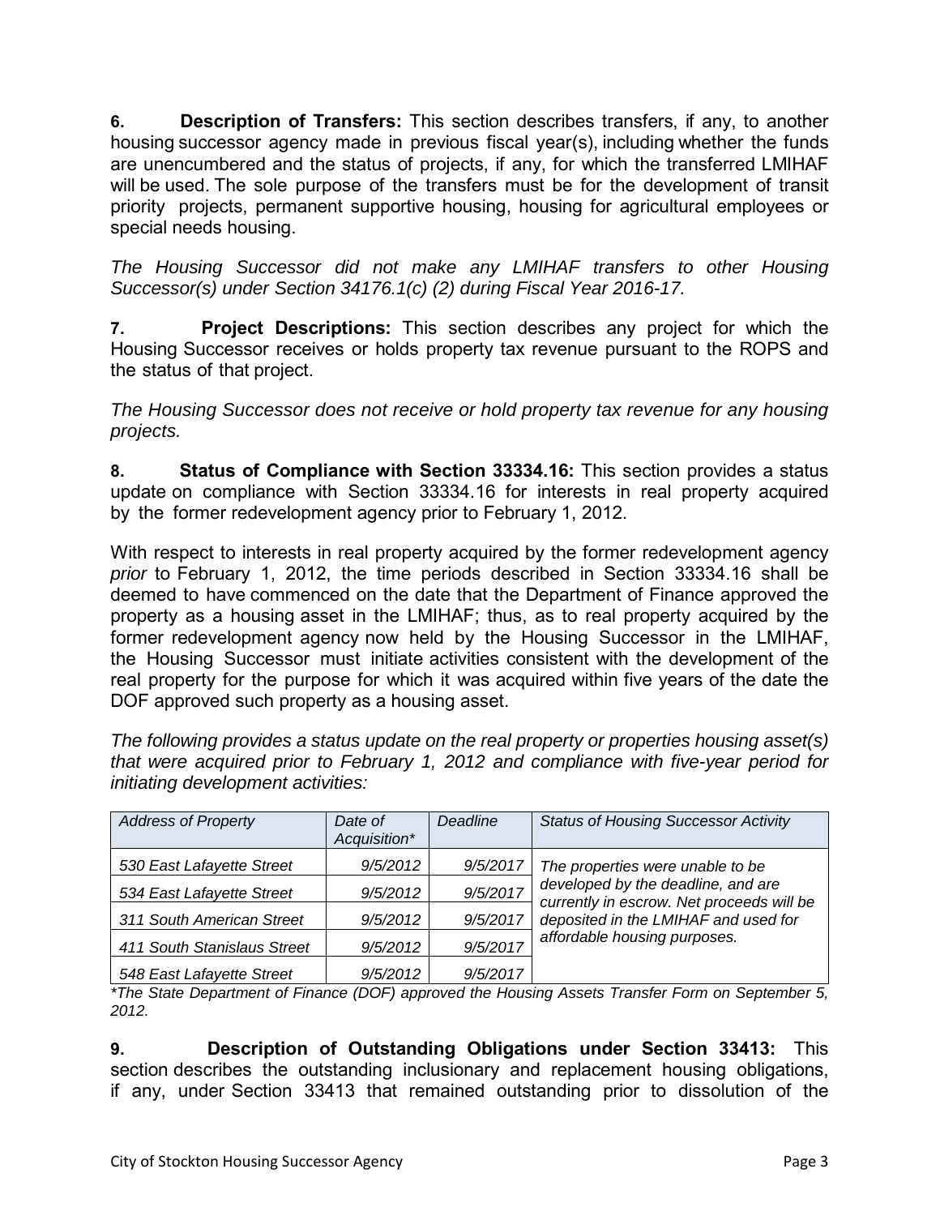**6. Description of Transfers:** This section describes transfers, if any, to another housing successor agency made in previous fiscal year(s), including whether the funds are unencumbered and the status of projects, if any, for which the transferred LMIHAF will be used. The sole purpose of the transfers must be for the development of transit priority projects, permanent supportive housing, housing for agricultural employees or special needs housing.

*The Housing Successor did not make any LMIHAF transfers to other Housing Successor(s) under Section 34176.1(c) (2) during Fiscal Year 2016-17.*

**7. Project Descriptions:** This section describes any project for which the Housing Successor receives or holds property tax revenue pursuant to the ROPS and the status of that project.

*The Housing Successor does not receive or hold property tax revenue for any housing projects.*

**8. Status of Compliance with Section 33334.16:** This section provides a status update on compliance with Section 33334.16 for interests in real property acquired by the former redevelopment agency prior to February 1, 2012.

With respect to interests in real property acquired by the former redevelopment agency *prior* to February 1, 2012, the time periods described in Section 33334.16 shall be deemed to have commenced on the date that the Department of Finance approved the property as a housing asset in the LMIHAF; thus, as to real property acquired by the former redevelopment agency now held by the Housing Successor in the LMIHAF, the Housing Successor must initiate activities consistent with the development of the real property for the purpose for which it was acquired within five years of the date the DOF approved such property as a housing asset.

*The following provides a status update on the real property or properties housing asset(s) that were acquired prior to February 1, 2012 and compliance with five-year period for initiating development activities:*

| *Address of Property* | *Date of Acquisition\** | *Deadline* | *Status of Housing Successor Activity* |
|---|---|---|---|
| *530 East Lafayette Street* | *9/5/2012* | *9/5/2017* | *The properties were unable to be developed by the deadline, and are currently in escrow. Net proceeds will be deposited in the LMIHAF and used for affordable housing purposes.* |
| *534 East Lafayette Street* | *9/5/2012* | *9/5/2017* | |
| *311 South American Street* | *9/5/2012* | *9/5/2017* | |
| *411 South Stanislaus Street* | *9/5/2012* | *9/5/2017* | |
| *548 East Lafayette Street* | *9/5/2012* | *9/5/2017* | |

*\*The State Department of Finance (DOF) approved the Housing Assets Transfer Form on September 5, 2012.*

**9. Description of Outstanding Obligations under Section 33413:** This section describes the outstanding inclusionary and replacement housing obligations, if any, under Section 33413 that remained outstanding prior to dissolution of the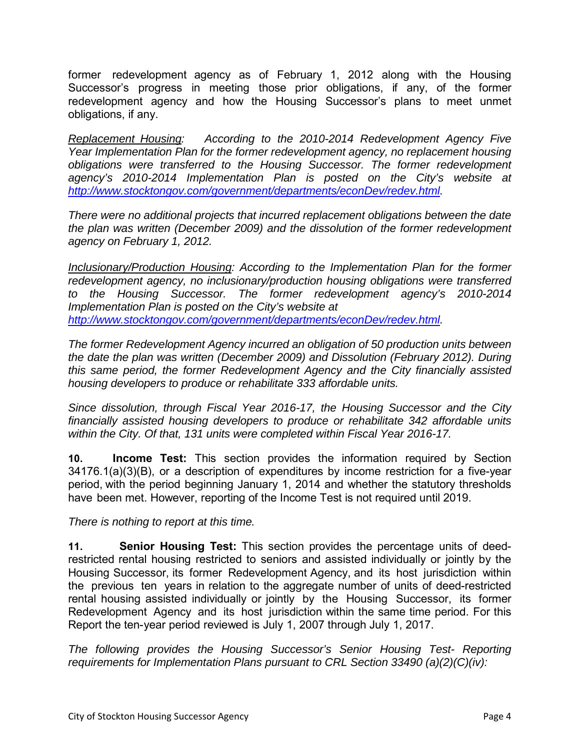former redevelopment agency as of February 1, 2012 along with the Housing Successor's progress in meeting those prior obligations, if any, of the former redevelopment agency and how the Housing Successor's plans to meet unmet obligations, if any.

*Replacement Housing: According to the 2010-2014 Redevelopment Agency Five Year Implementation Plan for the former redevelopment agency, no replacement housing obligations were transferred to the Housing Successor. The former redevelopment agency's 2010-2014 Implementation Plan is posted on the City's website at [http://www.stocktongov.com/government/departments/econDev/redev.html](http://www.stocktongov.com/government/departments/econDev/redev.html).*

*There were no additional projects that incurred replacement obligations between the date the plan was written (December 2009) and the dissolution of the former redevelopment agency on February 1, 2012.*

*Inclusionary/Production Housing: According to the Implementation Plan for the former redevelopment agency, no inclusionary/production housing obligations were transferred to the Housing Successor. The former redevelopment agency's 2010-2014 Implementation Plan is posted on the City's website at [http://www.stocktongov.com/government/departments/econDev/redev.html](http://www.stocktongov.com/government/departments/econDev/redev.html).*

*The former Redevelopment Agency incurred an obligation of 50 production units between the date the plan was written (December 2009) and Dissolution (February 2012). During this same period, the former Redevelopment Agency and the City financially assisted housing developers to produce or rehabilitate 333 affordable units.*

*Since dissolution, through Fiscal Year 2016-17, the Housing Successor and the City financially assisted housing developers to produce or rehabilitate 342 affordable units within the City. Of that, 131 units were completed within Fiscal Year 2016-17.*

**10. Income Test:** This section provides the information required by Section 34176.1(a)(3)(B), or a description of expenditures by income restriction for a five-year period, with the period beginning January 1, 2014 and whether the statutory thresholds have been met. However, reporting of the Income Test is not required until 2019.

*There is nothing to report at this time.*

**11. Senior Housing Test:** This section provides the percentage units of deed-restricted rental housing restricted to seniors and assisted individually or jointly by the Housing Successor, its former Redevelopment Agency, and its host jurisdiction within the previous ten years in relation to the aggregate number of units of deed-restricted rental housing assisted individually or jointly by the Housing Successor, its former Redevelopment Agency and its host jurisdiction within the same time period. For this Report the ten-year period reviewed is July 1, 2007 through July 1, 2017.

*The following provides the Housing Successor's Senior Housing Test- Reporting requirements for Implementation Plans pursuant to CRL Section 33490 (a)(2)(C)(iv):*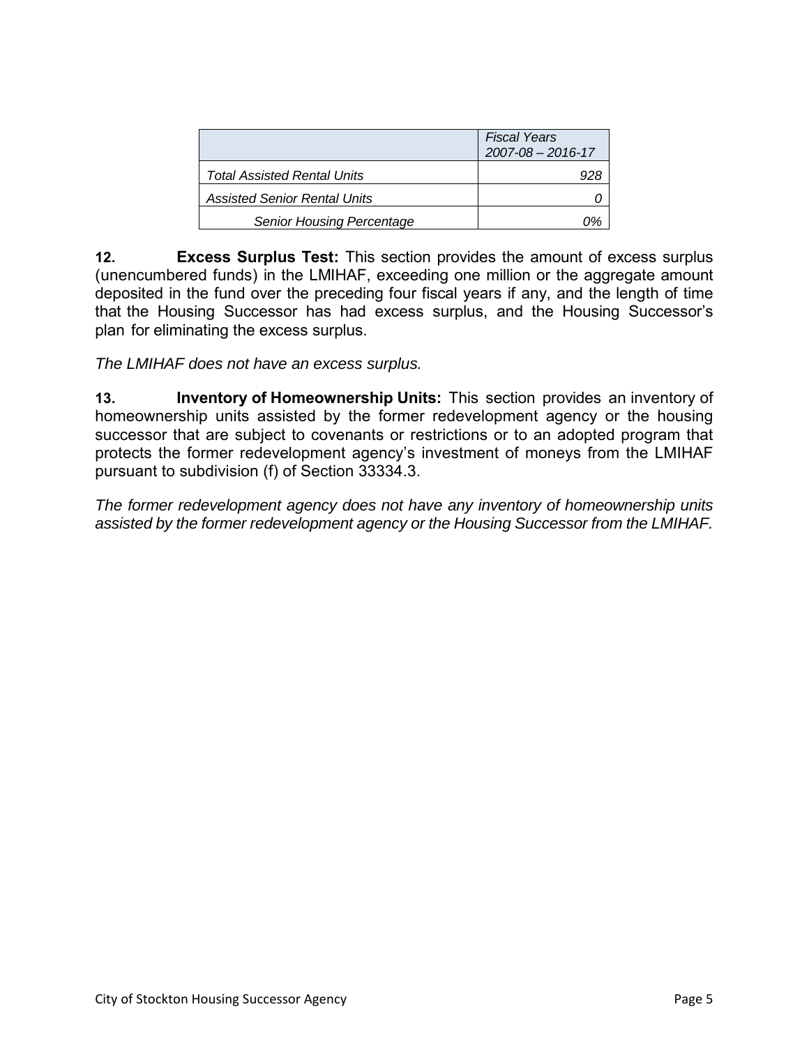| | *Fiscal Years 2007-08 – 2016-17* |
|---|---|
| *Total Assisted Rental Units* | *928* |
| *Assisted Senior Rental Units* | *0* |
| *Senior Housing Percentage* | *0%* |

**12. Excess Surplus Test:** This section provides the amount of excess surplus (unencumbered funds) in the LMIHAF, exceeding one million or the aggregate amount deposited in the fund over the preceding four fiscal years if any, and the length of time that the Housing Successor has had excess surplus, and the Housing Successor's plan for eliminating the excess surplus.

*The LMIHAF does not have an excess surplus.*

**13. Inventory of Homeownership Units:** This section provides an inventory of homeownership units assisted by the former redevelopment agency or the housing successor that are subject to covenants or restrictions or to an adopted program that protects the former redevelopment agency's investment of moneys from the LMIHAF pursuant to subdivision (f) of Section 33334.3.

*The former redevelopment agency does not have any inventory of homeownership units assisted by the former redevelopment agency or the Housing Successor from the LMIHAF.*